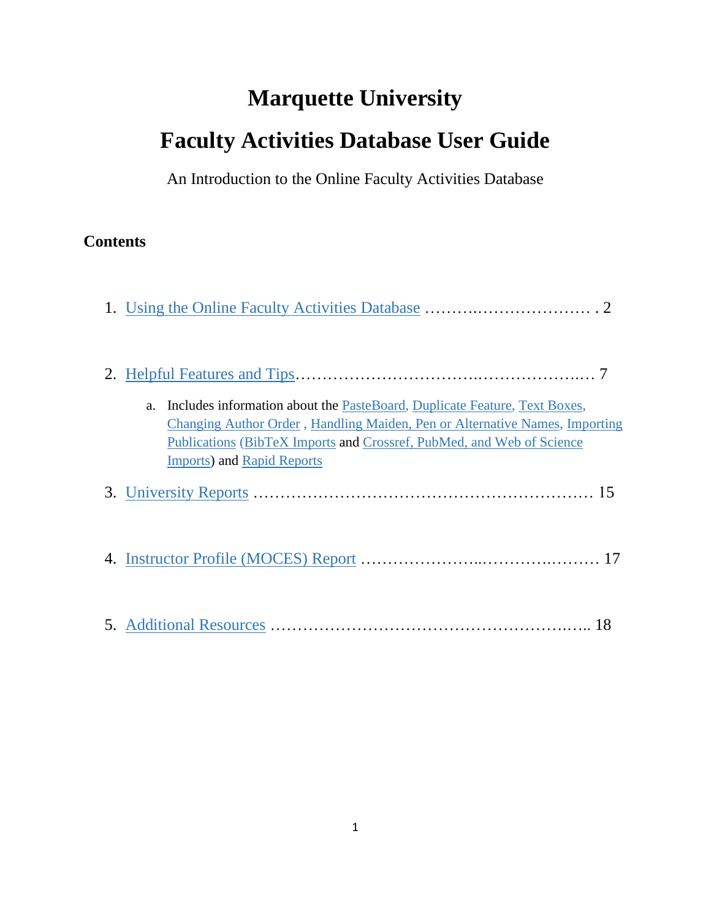# Marquette University

# Faculty Activities Database User Guide

An Introduction to the Online Faculty Activities Database

## Contents

1. Using the Online Faculty Activities Database ……….………………… . 2

2. Helpful Features and Tips……………………………….……………….… 7

   a. Includes information about the PasteBoard, Duplicate Feature, Text Boxes, Changing Author Order , Handling Maiden, Pen or Alternative Names, Importing Publications (BibTeX Imports and Crossref, PubMed, and Web of Science Imports) and Rapid Reports

3. University Reports ……………………………………………………… 15

4. Instructor Profile (MOCES) Report …………………..……………..……… 17

5. Additional Resources …………………………………………….….. 18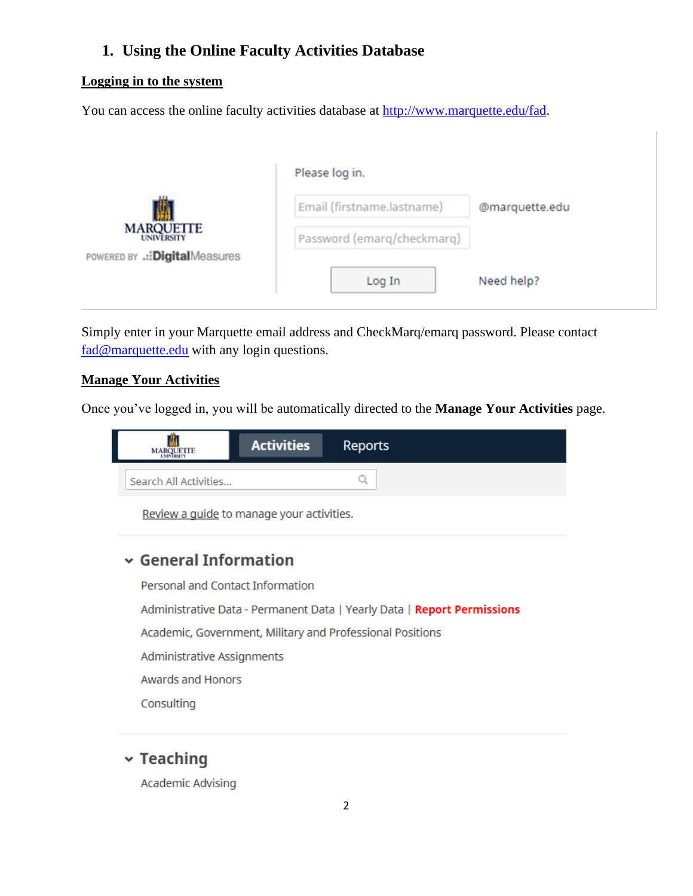## 1. Using the Online Faculty Activities Database

**Logging in to the system**

You can access the online faculty activities database at http://www.marquette.edu/fad.

Please log in.

Email (firstname.lastname) @marquette.edu

Password (emarq/checkmarq)

Log In

Need help?

MARQUETTE UNIVERSITY

POWERED BY DigitalMeasures

Simply enter in your Marquette email address and CheckMarq/emarq password. Please contact fad@marquette.edu with any login questions.

**Manage Your Activities**

Once you've logged in, you will be automatically directed to the **Manage Your Activities** page.

MARQUETTE UNIVERSITY | **Activities** | Reports

Search All Activities...

Review a guide to manage your activities.

**General Information**

- Personal and Contact Information
- Administrative Data - Permanent Data | Yearly Data | **Report Permissions**
- Academic, Government, Military and Professional Positions
- Administrative Assignments
- Awards and Honors
- Consulting

**Teaching**

- Academic Advising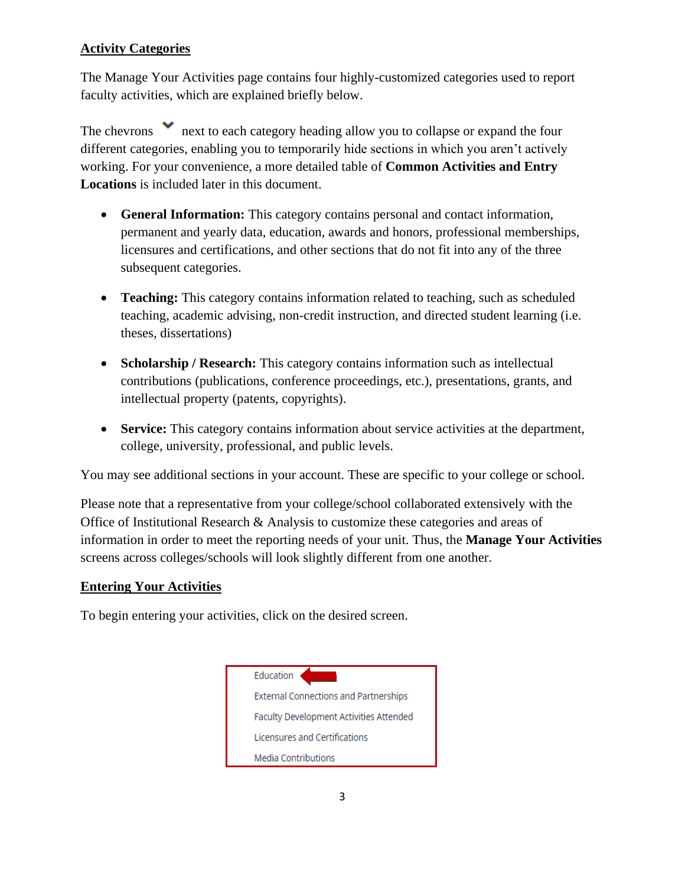## Activity Categories

The Manage Your Activities page contains four highly-customized categories used to report faculty activities, which are explained briefly below.

The chevrons next to each category heading allow you to collapse or expand the four different categories, enabling you to temporarily hide sections in which you aren't actively working. For your convenience, a more detailed table of **Common Activities and Entry Locations** is included later in this document.

- **General Information:** This category contains personal and contact information, permanent and yearly data, education, awards and honors, professional memberships, licensures and certifications, and other sections that do not fit into any of the three subsequent categories.
- **Teaching:** This category contains information related to teaching, such as scheduled teaching, academic advising, non-credit instruction, and directed student learning (i.e. theses, dissertations)
- **Scholarship / Research:** This category contains information such as intellectual contributions (publications, conference proceedings, etc.), presentations, grants, and intellectual property (patents, copyrights).
- **Service:** This category contains information about service activities at the department, college, university, professional, and public levels.

You may see additional sections in your account. These are specific to your college or school.

Please note that a representative from your college/school collaborated extensively with the Office of Institutional Research & Analysis to customize these categories and areas of information in order to meet the reporting needs of your unit. Thus, the **Manage Your Activities** screens across colleges/schools will look slightly different from one another.

## Entering Your Activities

To begin entering your activities, click on the desired screen.

Education
External Connections and Partnerships
Faculty Development Activities Attended
Licensures and Certifications
Media Contributions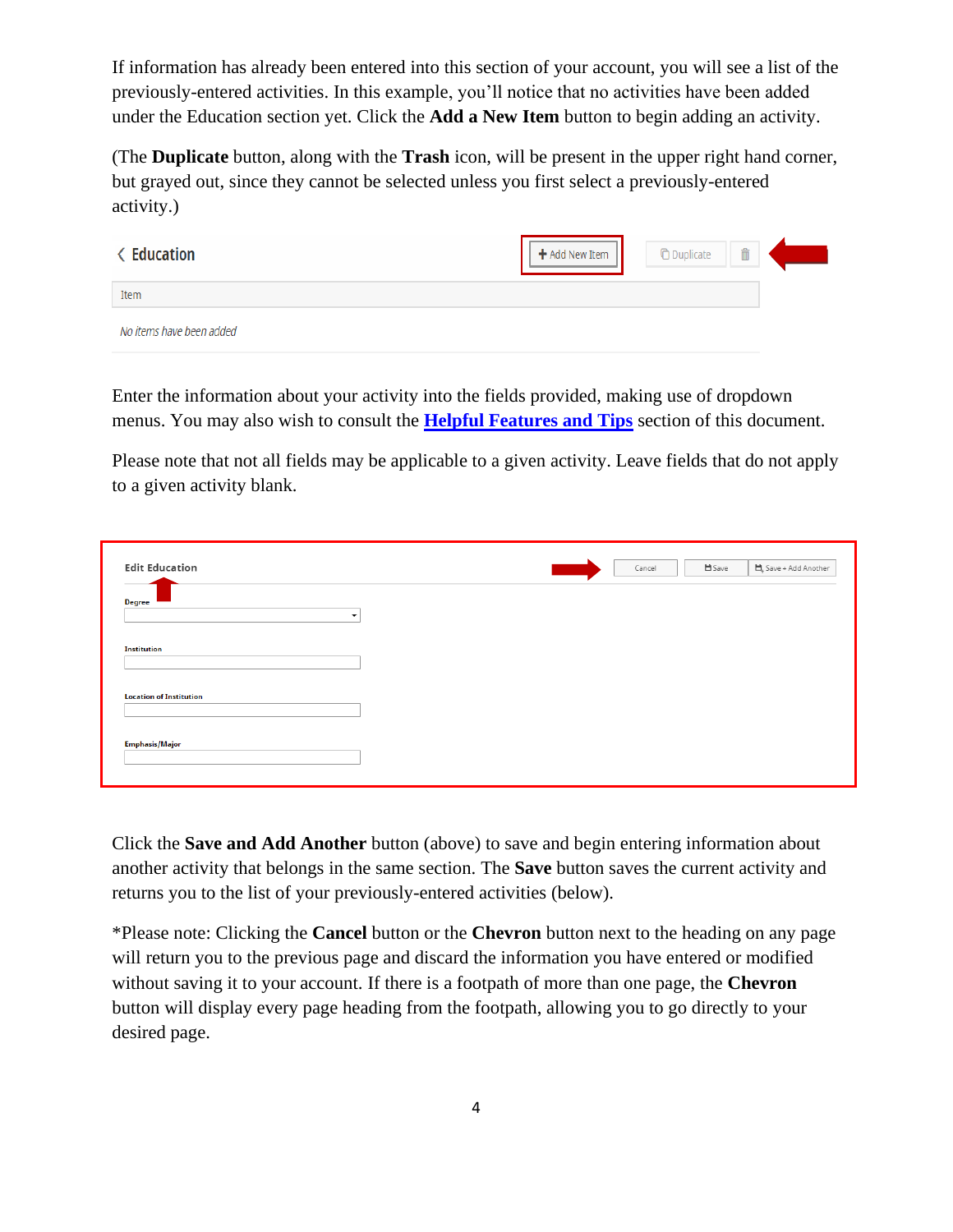If information has already been entered into this section of your account, you will see a list of the previously-entered activities. In this example, you'll notice that no activities have been added under the Education section yet. Click the **Add a New Item** button to begin adding an activity.

(The **Duplicate** button, along with the **Trash** icon, will be present in the upper right hand corner, but grayed out, since they cannot be selected unless you first select a previously-entered activity.)

Enter the information about your activity into the fields provided, making use of dropdown menus. You may also wish to consult the **[Helpful Features and Tips](#)** section of this document.

Please note that not all fields may be applicable to a given activity. Leave fields that do not apply to a given activity blank.

Click the **Save and Add Another** button (above) to save and begin entering information about another activity that belongs in the same section. The **Save** button saves the current activity and returns you to the list of your previously-entered activities (below).

*Please note: Clicking the **Cancel** button or the **Chevron** button next to the heading on any page will return you to the previous page and discard the information you have entered or modified without saving it to your account. If there is a footpath of more than one page, the **Chevron** button will display every page heading from the footpath, allowing you to go directly to your desired page.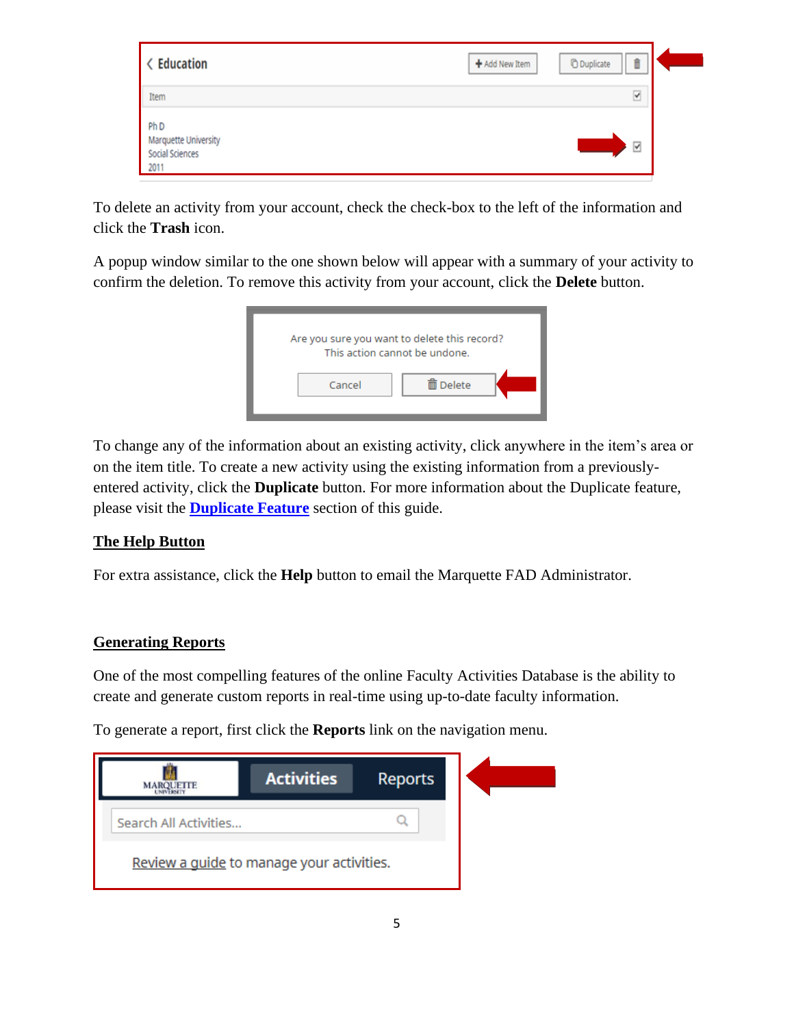To delete an activity from your account, check the check-box to the left of the information and click the **Trash** icon.

A popup window similar to the one shown below will appear with a summary of your activity to confirm the deletion. To remove this activity from your account, click the **Delete** button.

To change any of the information about an existing activity, click anywhere in the item's area or on the item title. To create a new activity using the existing information from a previously-entered activity, click the **Duplicate** button. For more information about the Duplicate feature, please visit the **Duplicate Feature** section of this guide.

## The Help Button

For extra assistance, click the **Help** button to email the Marquette FAD Administrator.

## Generating Reports

One of the most compelling features of the online Faculty Activities Database is the ability to create and generate custom reports in real-time using up-to-date faculty information.

To generate a report, first click the **Reports** link on the navigation menu.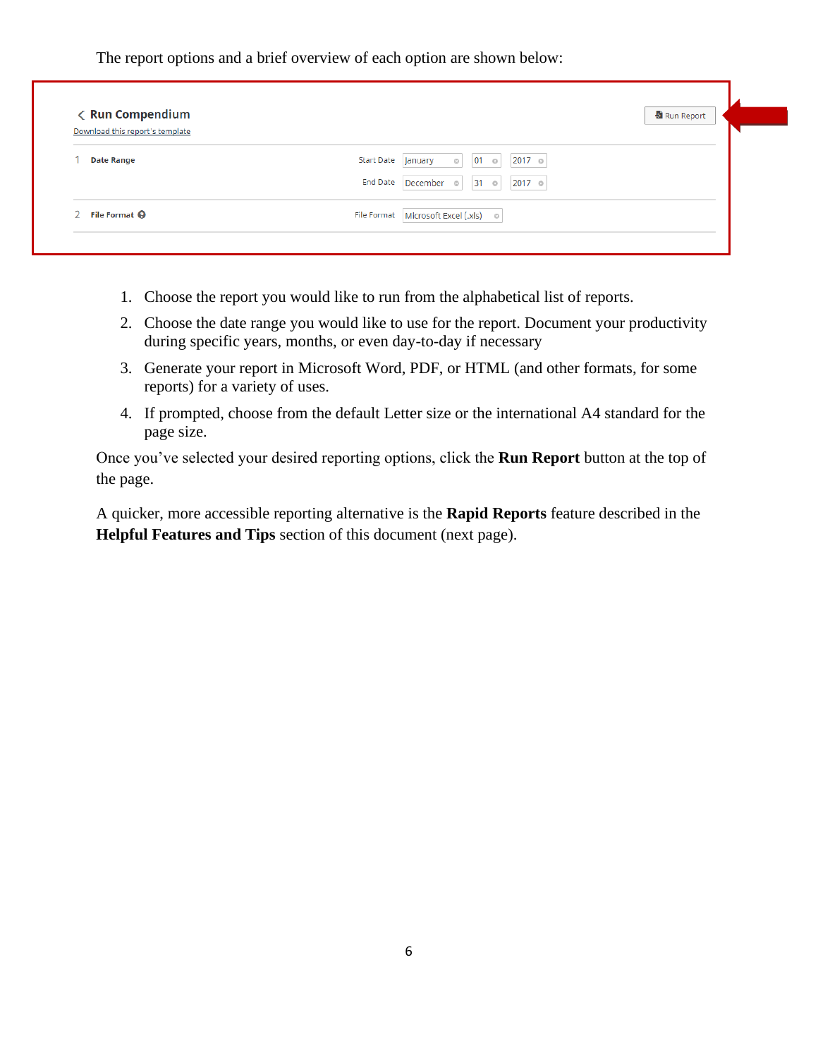The report options and a brief overview of each option are shown below:

Run Compendium

Download this report's template

Run Report

1 Date Range — Start Date: January 01 2017; End Date: December 31 2017

2 File Format — File Format: Microsoft Excel (.xls)

1. Choose the report you would like to run from the alphabetical list of reports.
2. Choose the date range you would like to use for the report. Document your productivity during specific years, months, or even day-to-day if necessary
3. Generate your report in Microsoft Word, PDF, or HTML (and other formats, for some reports) for a variety of uses.
4. If prompted, choose from the default Letter size or the international A4 standard for the page size.

Once you've selected your desired reporting options, click the **Run Report** button at the top of the page.

A quicker, more accessible reporting alternative is the **Rapid Reports** feature described in the **Helpful Features and Tips** section of this document (next page).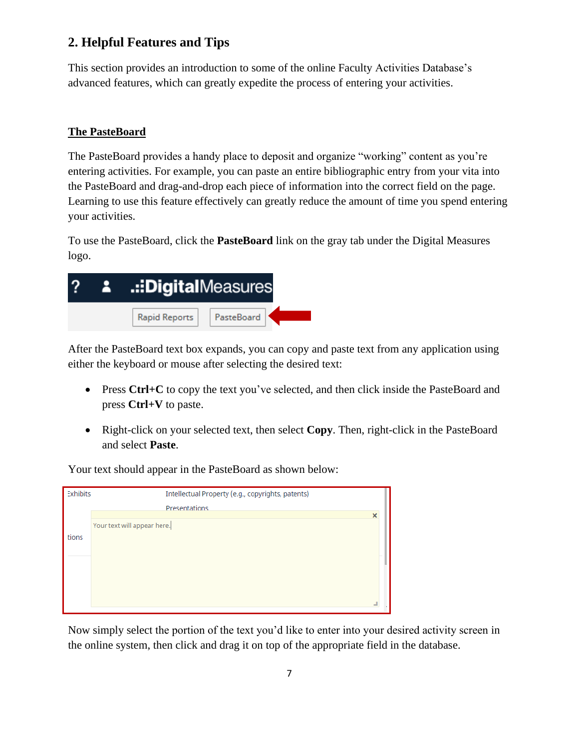## 2. Helpful Features and Tips

This section provides an introduction to some of the online Faculty Activities Database's advanced features, which can greatly expedite the process of entering your activities.

### The PasteBoard

The PasteBoard provides a handy place to deposit and organize "working" content as you're entering activities. For example, you can paste an entire bibliographic entry from your vita into the PasteBoard and drag-and-drop each piece of information into the correct field on the page. Learning to use this feature effectively can greatly reduce the amount of time you spend entering your activities.

To use the PasteBoard, click the **PasteBoard** link on the gray tab under the Digital Measures logo.

After the PasteBoard text box expands, you can copy and paste text from any application using either the keyboard or mouse after selecting the desired text:

- Press **Ctrl+C** to copy the text you've selected, and then click inside the PasteBoard and press **Ctrl+V** to paste.
- Right-click on your selected text, then select **Copy**. Then, right-click in the PasteBoard and select **Paste**.

Your text should appear in the PasteBoard as shown below:

Now simply select the portion of the text you'd like to enter into your desired activity screen in the online system, then click and drag it on top of the appropriate field in the database.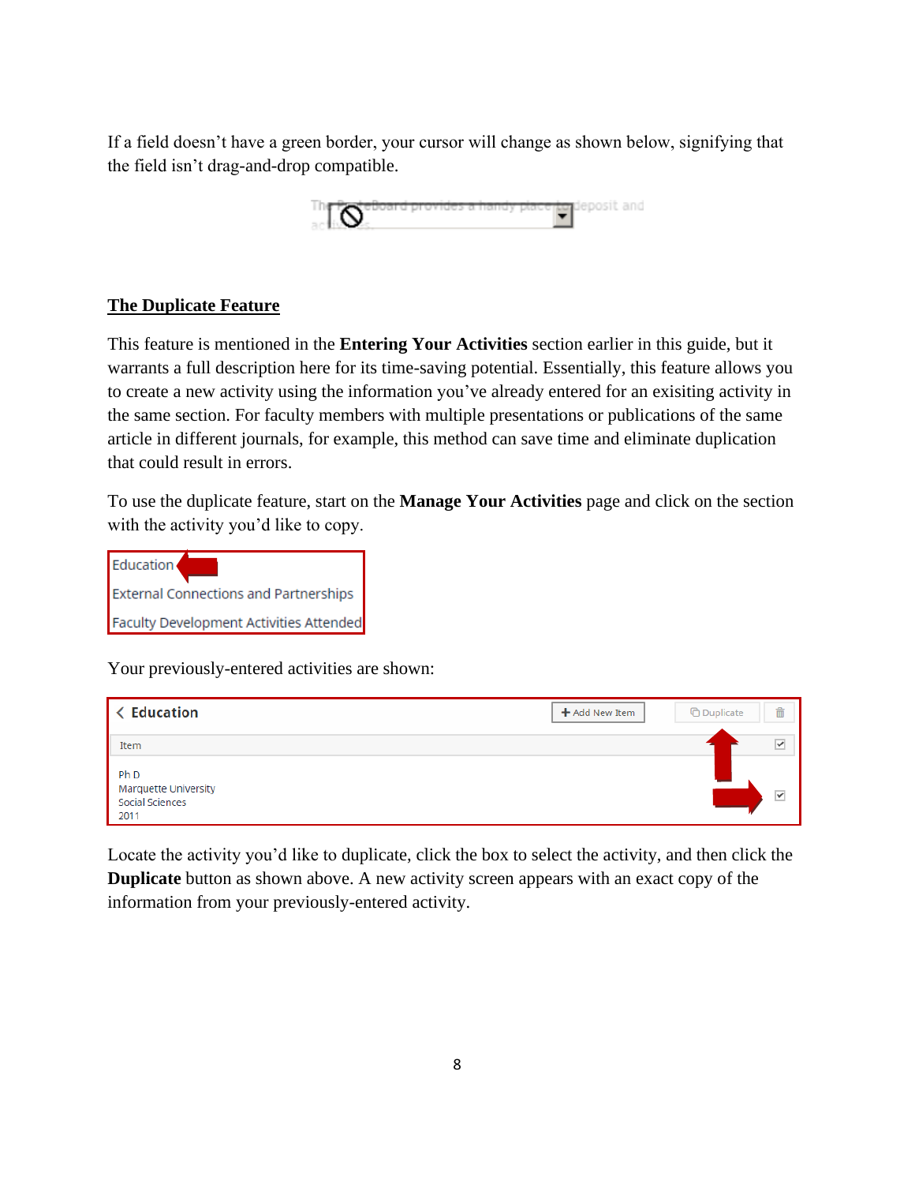If a field doesn't have a green border, your cursor will change as shown below, signifying that the field isn't drag-and-drop compatible.

## The Duplicate Feature

This feature is mentioned in the **Entering Your Activities** section earlier in this guide, but it warrants a full description here for its time-saving potential. Essentially, this feature allows you to create a new activity using the information you've already entered for an exisiting activity in the same section. For faculty members with multiple presentations or publications of the same article in different journals, for example, this method can save time and eliminate duplication that could result in errors.

To use the duplicate feature, start on the **Manage Your Activities** page and click on the section with the activity you'd like to copy.

Your previously-entered activities are shown:

Locate the activity you'd like to duplicate, click the box to select the activity, and then click the **Duplicate** button as shown above. A new activity screen appears with an exact copy of the information from your previously-entered activity.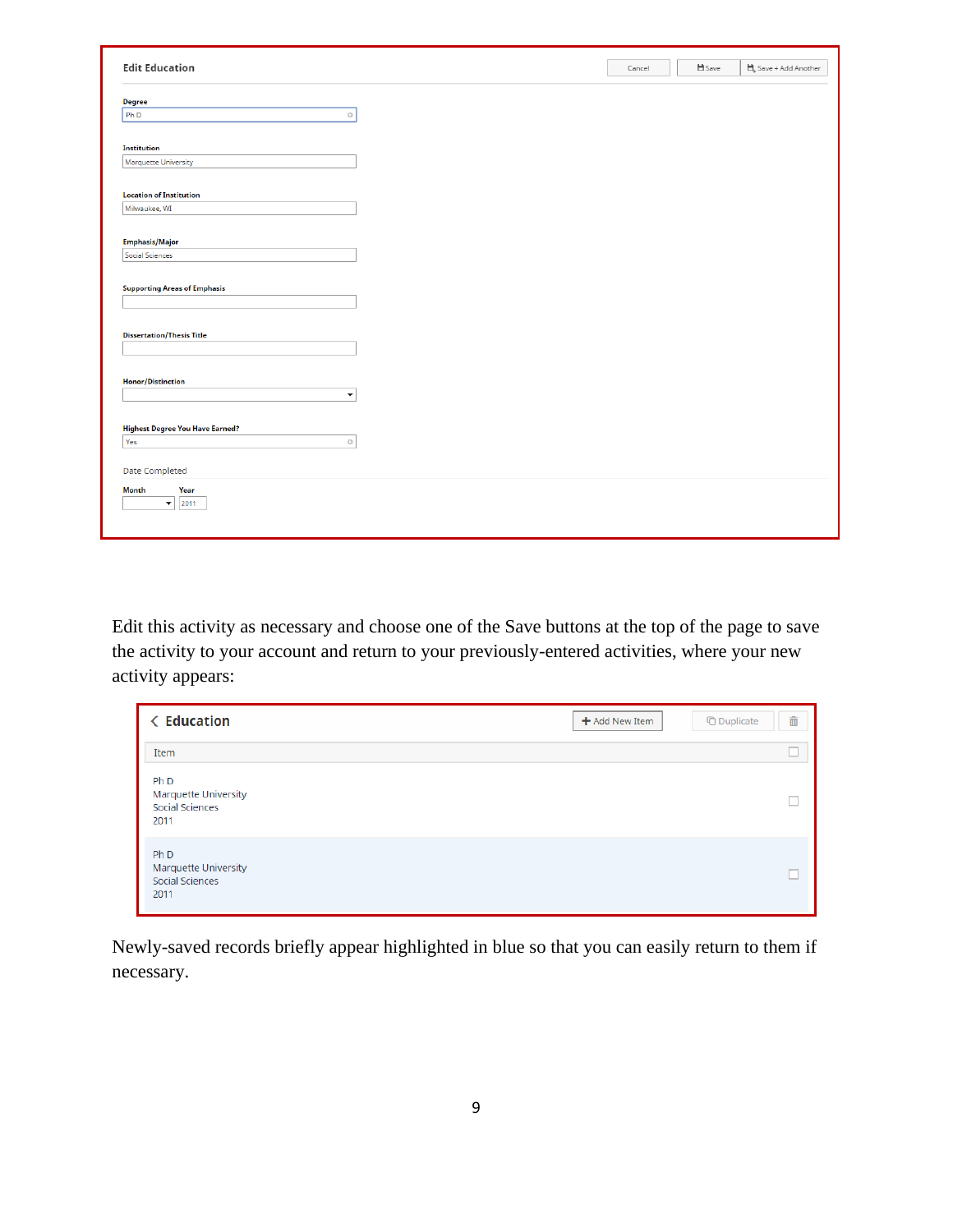**Edit Education**

Cancel | Save | Save + Add Another

**Degree**
Ph D

**Institution**
Marquette University

**Location of Institution**
Milwaukee, WI

**Emphasis/Major**
Social Sciences

**Supporting Areas of Emphasis**

**Dissertation/Thesis Title**

**Honor/Distinction**

**Highest Degree You Have Earned?**
Yes

Date Completed

**Month** | **Year**
2011

Edit this activity as necessary and choose one of the Save buttons at the top of the page to save the activity to your account and return to your previously-entered activities, where your new activity appears:

**Education**

Add New Item | Duplicate

| Item |
|---|
| Ph D<br>Marquette University<br>Social Sciences<br>2011 |
| Ph D<br>Marquette University<br>Social Sciences<br>2011 |

Newly-saved records briefly appear highlighted in blue so that you can easily return to them if necessary.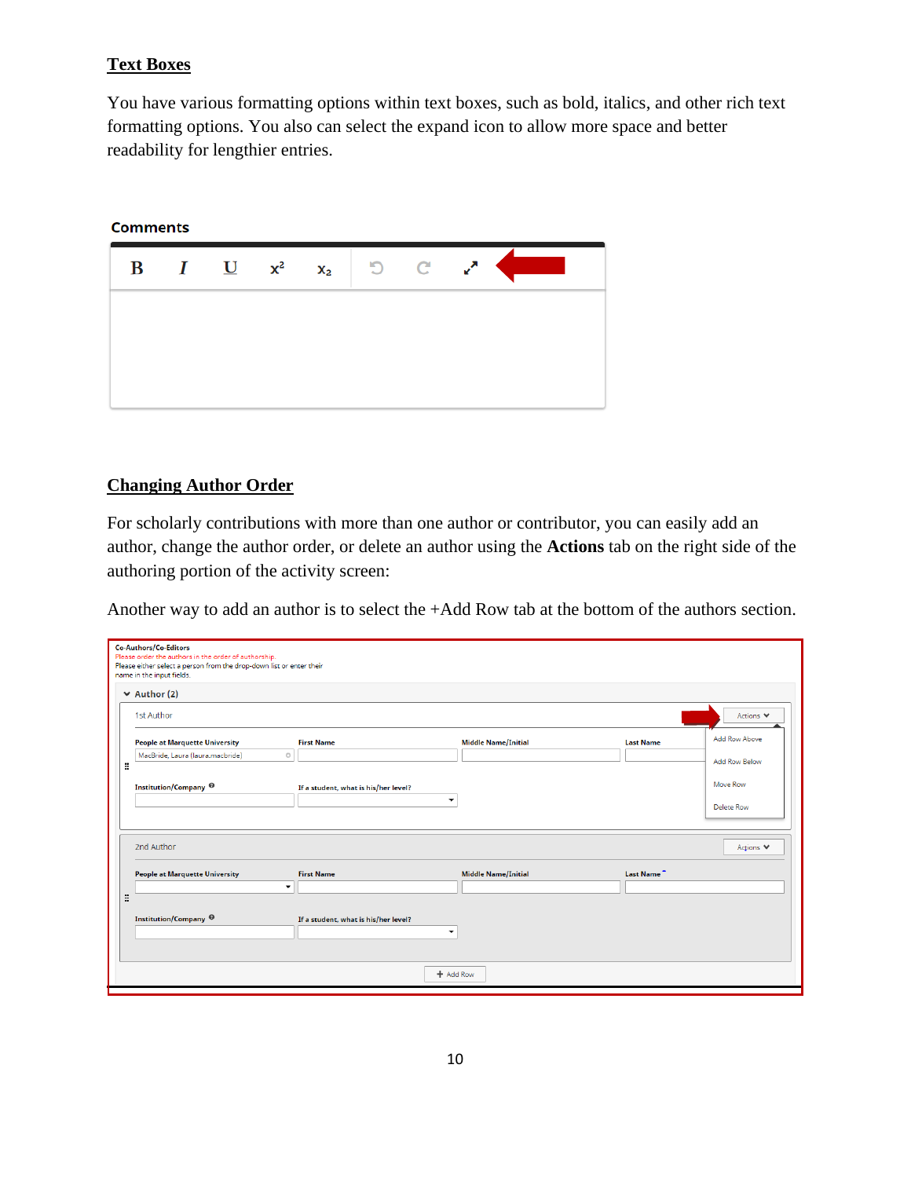## Text Boxes

You have various formatting options within text boxes, such as bold, italics, and other rich text formatting options. You also can select the expand icon to allow more space and better readability for lengthier entries.

## Changing Author Order

For scholarly contributions with more than one author or contributor, you can easily add an author, change the author order, or delete an author using the **Actions** tab on the right side of the authoring portion of the activity screen:

Another way to add an author is to select the +Add Row tab at the bottom of the authors section.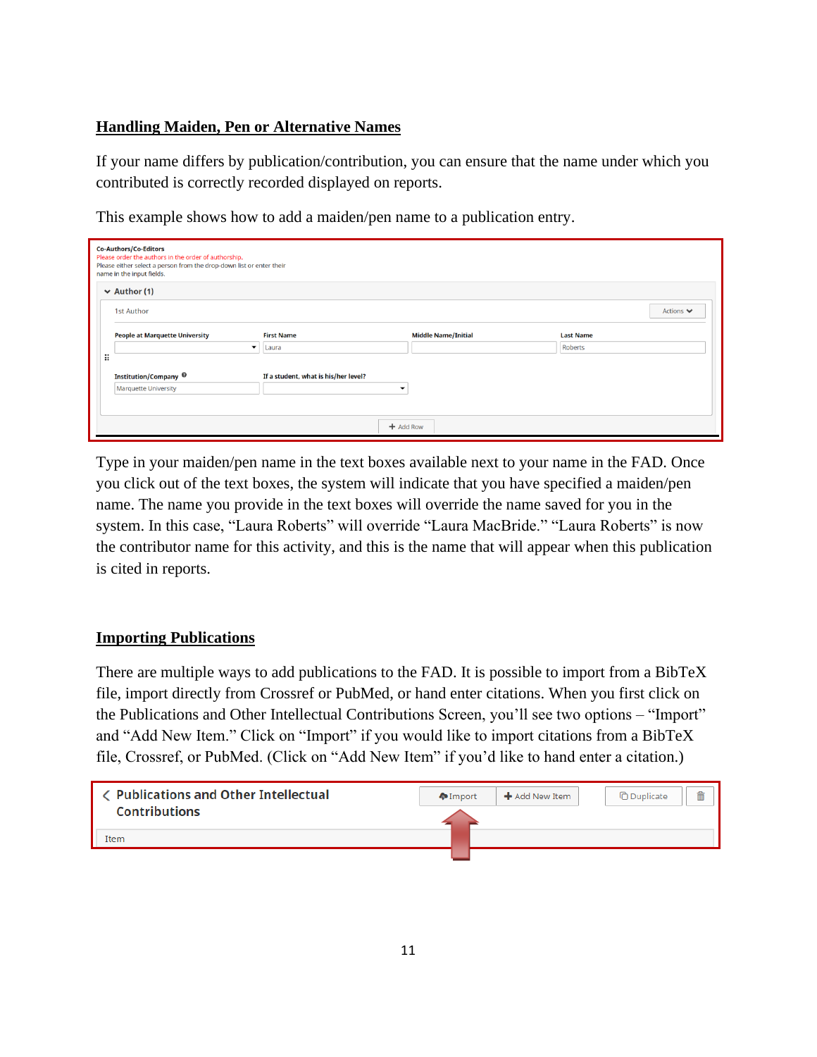## Handling Maiden, Pen or Alternative Names

If your name differs by publication/contribution, you can ensure that the name under which you contributed is correctly recorded displayed on reports.

This example shows how to add a maiden/pen name to a publication entry.

Type in your maiden/pen name in the text boxes available next to your name in the FAD. Once you click out of the text boxes, the system will indicate that you have specified a maiden/pen name. The name you provide in the text boxes will override the name saved for you in the system. In this case, "Laura Roberts" will override "Laura MacBride." "Laura Roberts" is now the contributor name for this activity, and this is the name that will appear when this publication is cited in reports.

## Importing Publications

There are multiple ways to add publications to the FAD. It is possible to import from a BibTeX file, import directly from Crossref or PubMed, or hand enter citations. When you first click on the Publications and Other Intellectual Contributions Screen, you'll see two options – "Import" and "Add New Item." Click on "Import" if you would like to import citations from a BibTeX file, Crossref, or PubMed. (Click on "Add New Item" if you'd like to hand enter a citation.)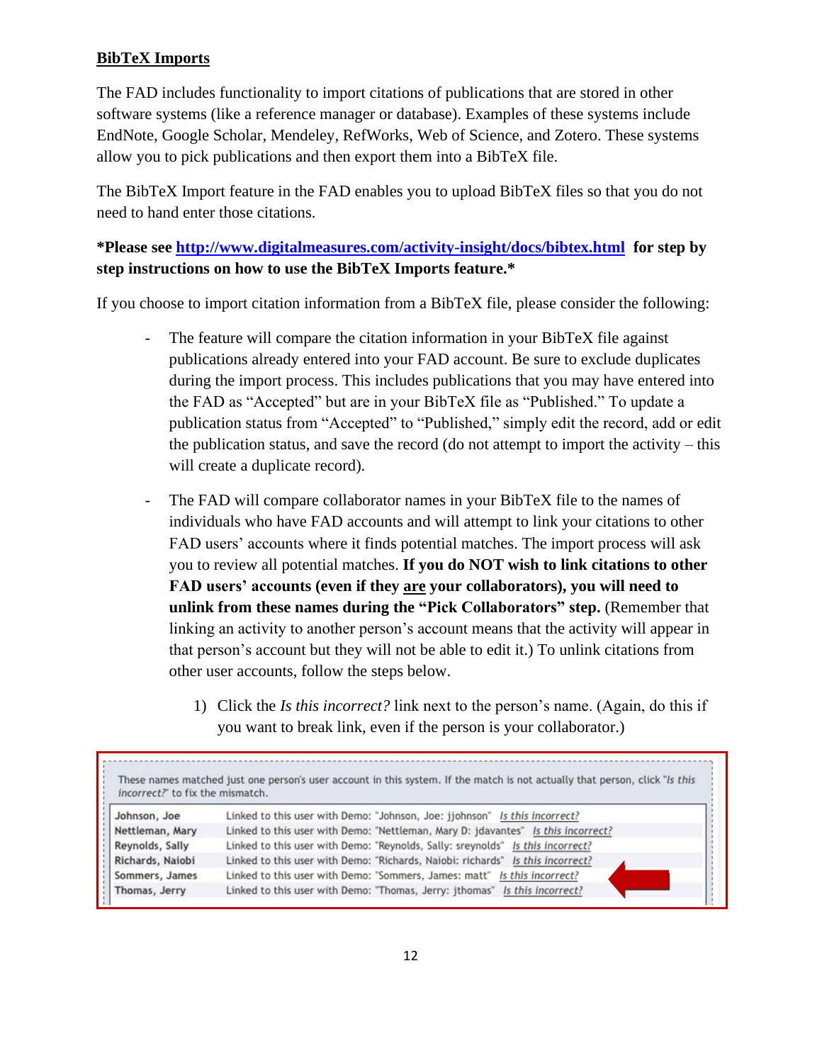**BibTeX Imports**

The FAD includes functionality to import citations of publications that are stored in other software systems (like a reference manager or database). Examples of these systems include EndNote, Google Scholar, Mendeley, RefWorks, Web of Science, and Zotero. These systems allow you to pick publications and then export them into a BibTeX file.

The BibTeX Import feature in the FAD enables you to upload BibTeX files so that you do not need to hand enter those citations.

**\*Please see [http://www.digitalmeasures.com/activity-insight/docs/bibtex.html](http://www.digitalmeasures.com/activity-insight/docs/bibtex.html) for step by step instructions on how to use the BibTeX Imports feature.\***

If you choose to import citation information from a BibTeX file, please consider the following:

- The feature will compare the citation information in your BibTeX file against publications already entered into your FAD account. Be sure to exclude duplicates during the import process. This includes publications that you may have entered into the FAD as "Accepted" but are in your BibTeX file as "Published." To update a publication status from "Accepted" to "Published," simply edit the record, add or edit the publication status, and save the record (do not attempt to import the activity – this will create a duplicate record).

- The FAD will compare collaborator names in your BibTeX file to the names of individuals who have FAD accounts and will attempt to link your citations to other FAD users' accounts where it finds potential matches. The import process will ask you to review all potential matches. **If you do NOT wish to link citations to other FAD users' accounts (even if they <u>are</u> your collaborators), you will need to unlink from these names during the "Pick Collaborators" step.** (Remember that linking an activity to another person's account means that the activity will appear in that person's account but they will not be able to edit it.) To unlink citations from other user accounts, follow the steps below.

  1) Click the *Is this incorrect?* link next to the person's name. (Again, do this if you want to break link, even if the person is your collaborator.)

These names matched just one person's user account in this system. If the match is not actually that person, click "*Is this incorrect?*" to fix the mismatch.

| | |
|---|---|
| Johnson, Joe | Linked to this user with Demo: "Johnson, Joe: jjohnson" *Is this incorrect?* |
| Nettleman, Mary | Linked to this user with Demo: "Nettleman, Mary D: jdavantes" *Is this incorrect?* |
| Reynolds, Sally | Linked to this user with Demo: "Reynolds, Sally: sreynolds" *Is this incorrect?* |
| Richards, Naiobi | Linked to this user with Demo: "Richards, Naiobi: richards" *Is this incorrect?* |
| Sommers, James | Linked to this user with Demo: "Sommers, James: matt" *Is this incorrect?* |
| Thomas, Jerry | Linked to this user with Demo: "Thomas, Jerry: jthomas" *Is this incorrect?* |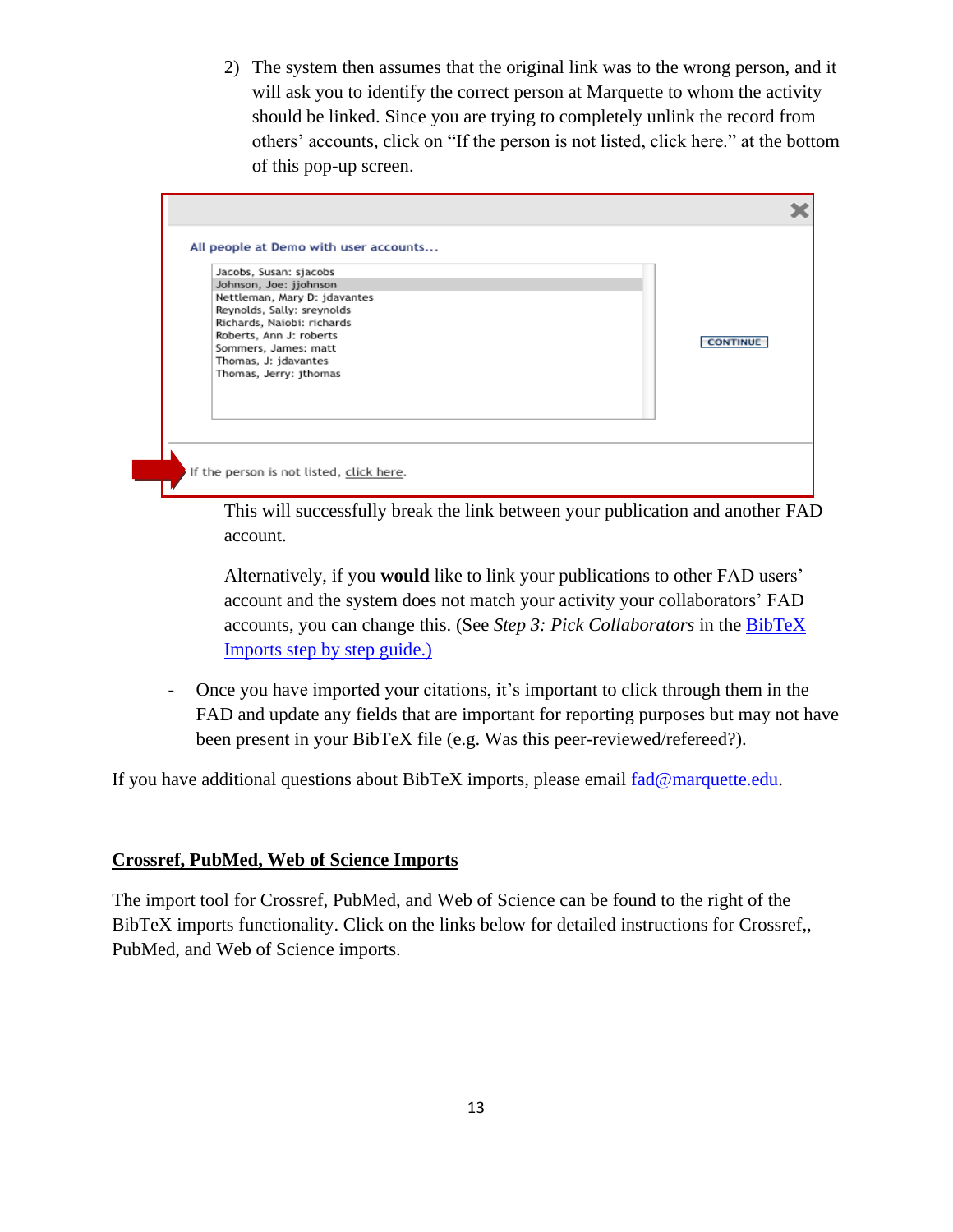2) The system then assumes that the original link was to the wrong person, and it will ask you to identify the correct person at Marquette to whom the activity should be linked. Since you are trying to completely unlink the record from others' accounts, click on "If the person is not listed, click here." at the bottom of this pop-up screen.

All people at Demo with user accounts...

Jacobs, Susan: sjacobs
Johnson, Joe: jjohnson
Nettleman, Mary D: jdavantes
Reynolds, Sally: sreynolds
Richards, Naiobi: richards
Roberts, Ann J: roberts
Sommers, James: matt
Thomas, J: jdavantes
Thomas, Jerry: jthomas

CONTINUE

If the person is not listed, click here.

This will successfully break the link between your publication and another FAD account.

Alternatively, if you **would** like to link your publications to other FAD users' account and the system does not match your activity your collaborators' FAD accounts, you can change this. (See *Step 3: Pick Collaborators* in the [BibTeX Imports step by step guide.)]()

- Once you have imported your citations, it's important to click through them in the FAD and update any fields that are important for reporting purposes but may not have been present in your BibTeX file (e.g. Was this peer-reviewed/refereed?).

If you have additional questions about BibTeX imports, please email fad@marquette.edu.

## Crossref, PubMed, Web of Science Imports

The import tool for Crossref, PubMed, and Web of Science can be found to the right of the BibTeX imports functionality. Click on the links below for detailed instructions for Crossref,, PubMed, and Web of Science imports.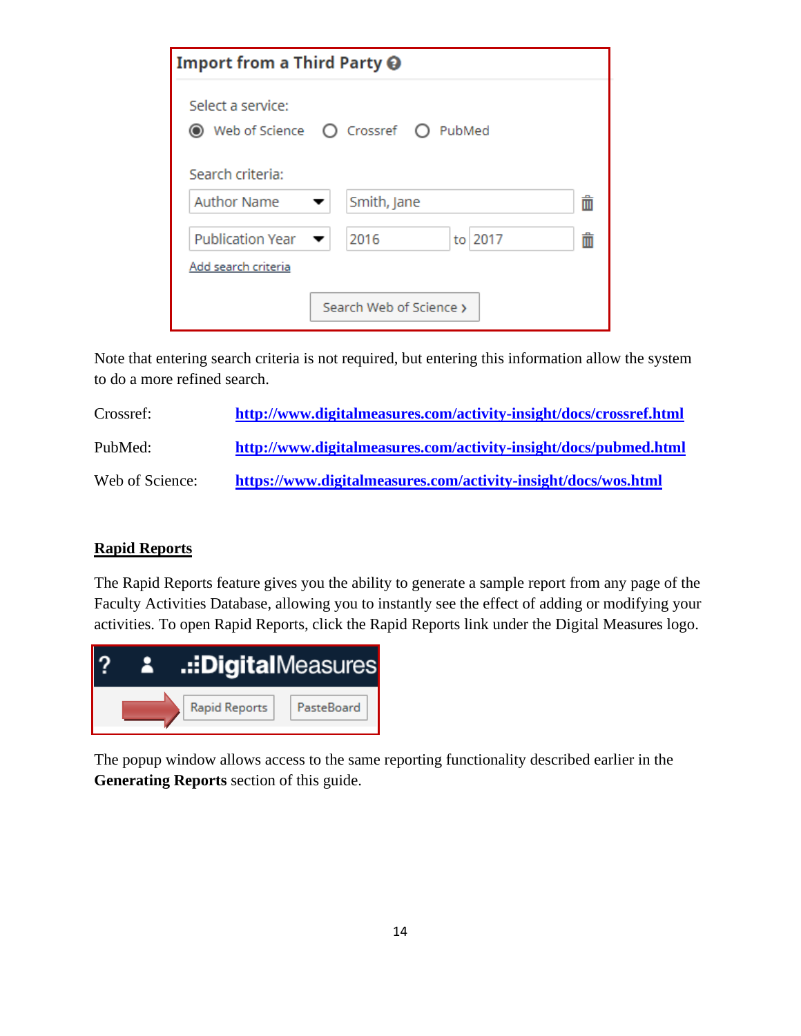Note that entering search criteria is not required, but entering this information allow the system to do a more refined search.

Crossref: http://www.digitalmeasures.com/activity-insight/docs/crossref.html

PubMed: http://www.digitalmeasures.com/activity-insight/docs/pubmed.html

Web of Science: https://www.digitalmeasures.com/activity-insight/docs/wos.html

## Rapid Reports

The Rapid Reports feature gives you the ability to generate a sample report from any page of the Faculty Activities Database, allowing you to instantly see the effect of adding or modifying your activities. To open Rapid Reports, click the Rapid Reports link under the Digital Measures logo.

The popup window allows access to the same reporting functionality described earlier in the **Generating Reports** section of this guide.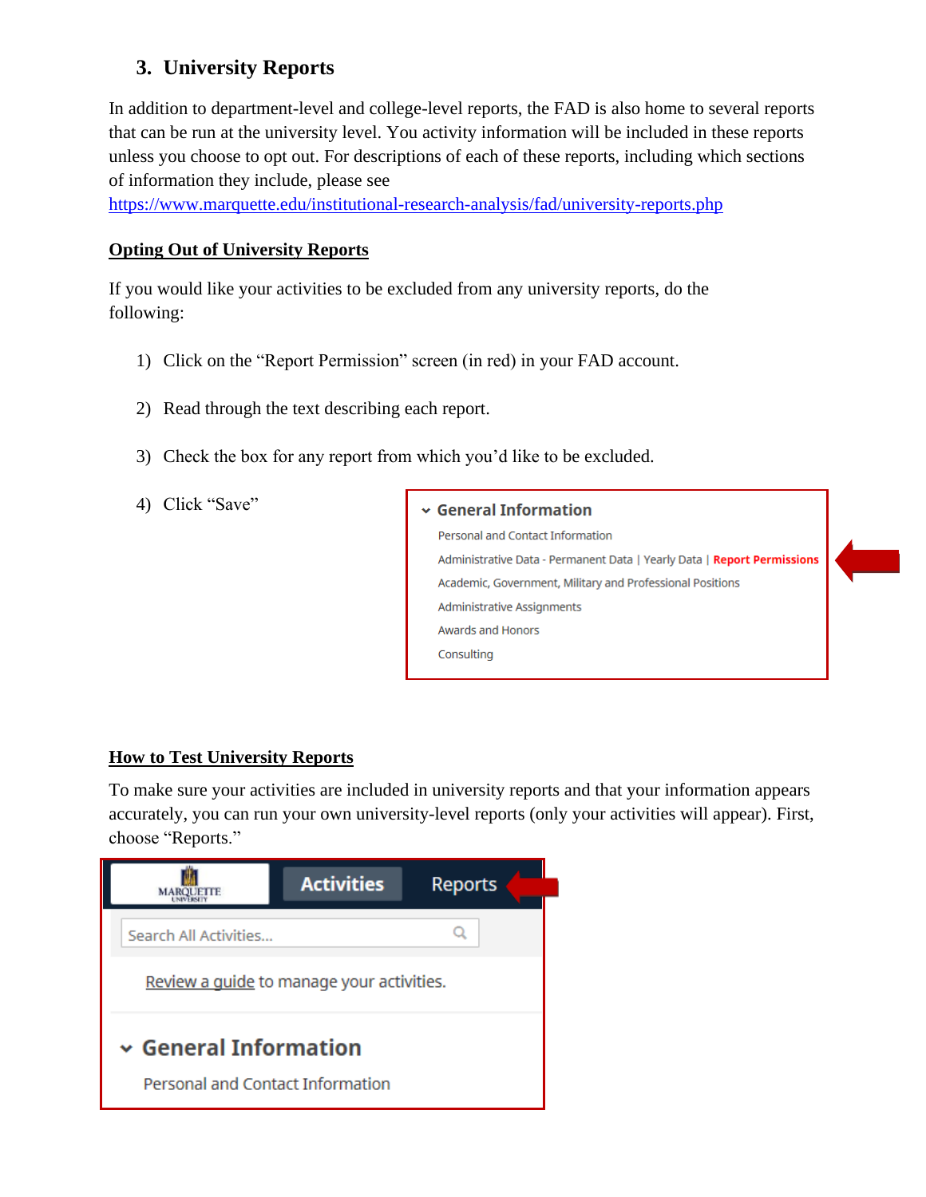## 3. University Reports

In addition to department-level and college-level reports, the FAD is also home to several reports that can be run at the university level. You activity information will be included in these reports unless you choose to opt out. For descriptions of each of these reports, including which sections of information they include, please see https://www.marquette.edu/institutional-research-analysis/fad/university-reports.php

**Opting Out of University Reports**

If you would like your activities to be excluded from any university reports, do the following:

1) Click on the "Report Permission" screen (in red) in your FAD account.
2) Read through the text describing each report.
3) Check the box for any report from which you'd like to be excluded.
4) Click "Save"

**How to Test University Reports**

To make sure your activities are included in university reports and that your information appears accurately, you can run your own university-level reports (only your activities will appear). First, choose "Reports."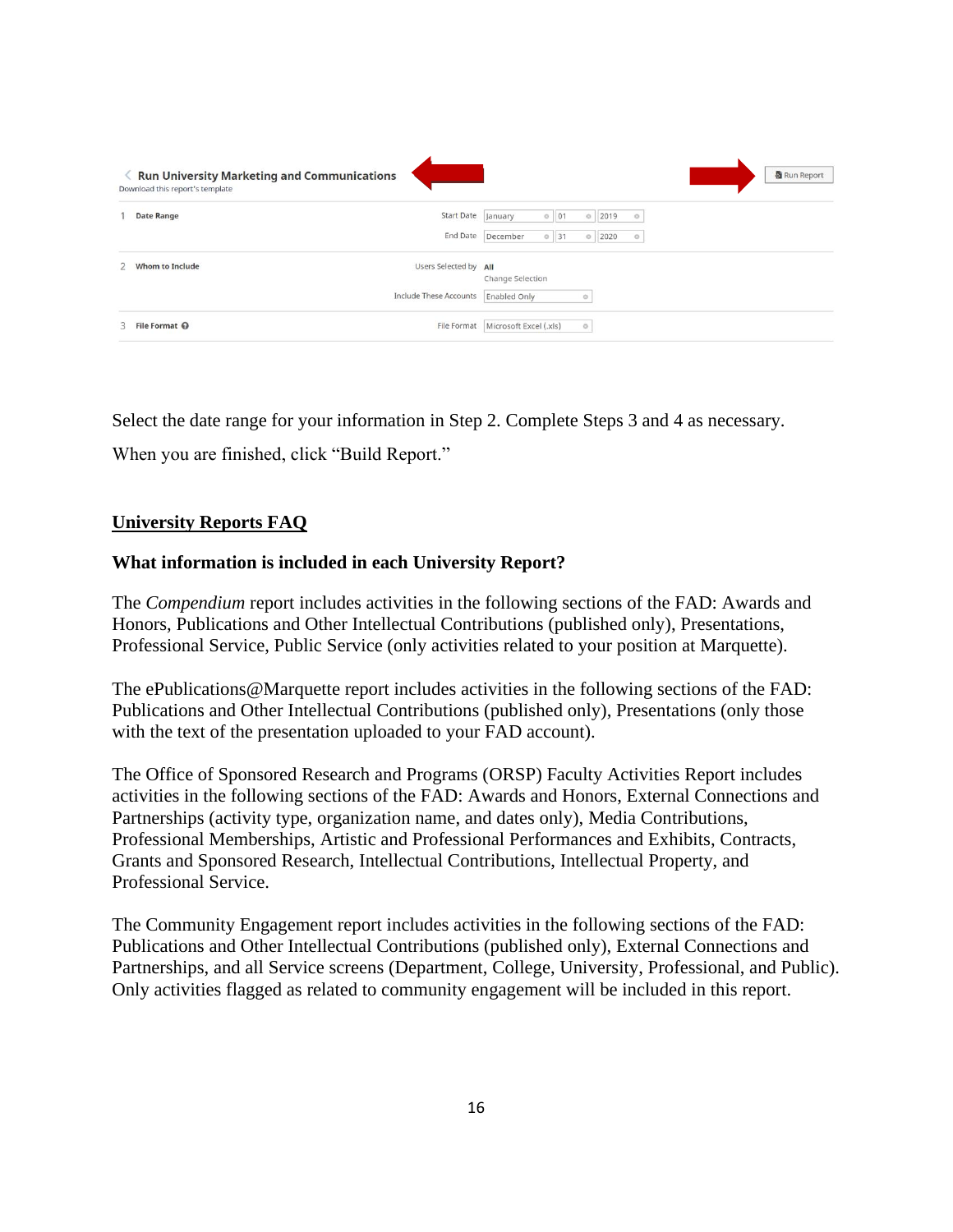Select the date range for your information in Step 2. Complete Steps 3 and 4 as necessary.

When you are finished, click "Build Report."

## University Reports FAQ

### What information is included in each University Report?

The *Compendium* report includes activities in the following sections of the FAD: Awards and Honors, Publications and Other Intellectual Contributions (published only), Presentations, Professional Service, Public Service (only activities related to your position at Marquette).

The ePublications@Marquette report includes activities in the following sections of the FAD: Publications and Other Intellectual Contributions (published only), Presentations (only those with the text of the presentation uploaded to your FAD account).

The Office of Sponsored Research and Programs (ORSP) Faculty Activities Report includes activities in the following sections of the FAD: Awards and Honors, External Connections and Partnerships (activity type, organization name, and dates only), Media Contributions, Professional Memberships, Artistic and Professional Performances and Exhibits, Contracts, Grants and Sponsored Research, Intellectual Contributions, Intellectual Property, and Professional Service.

The Community Engagement report includes activities in the following sections of the FAD: Publications and Other Intellectual Contributions (published only), External Connections and Partnerships, and all Service screens (Department, College, University, Professional, and Public). Only activities flagged as related to community engagement will be included in this report.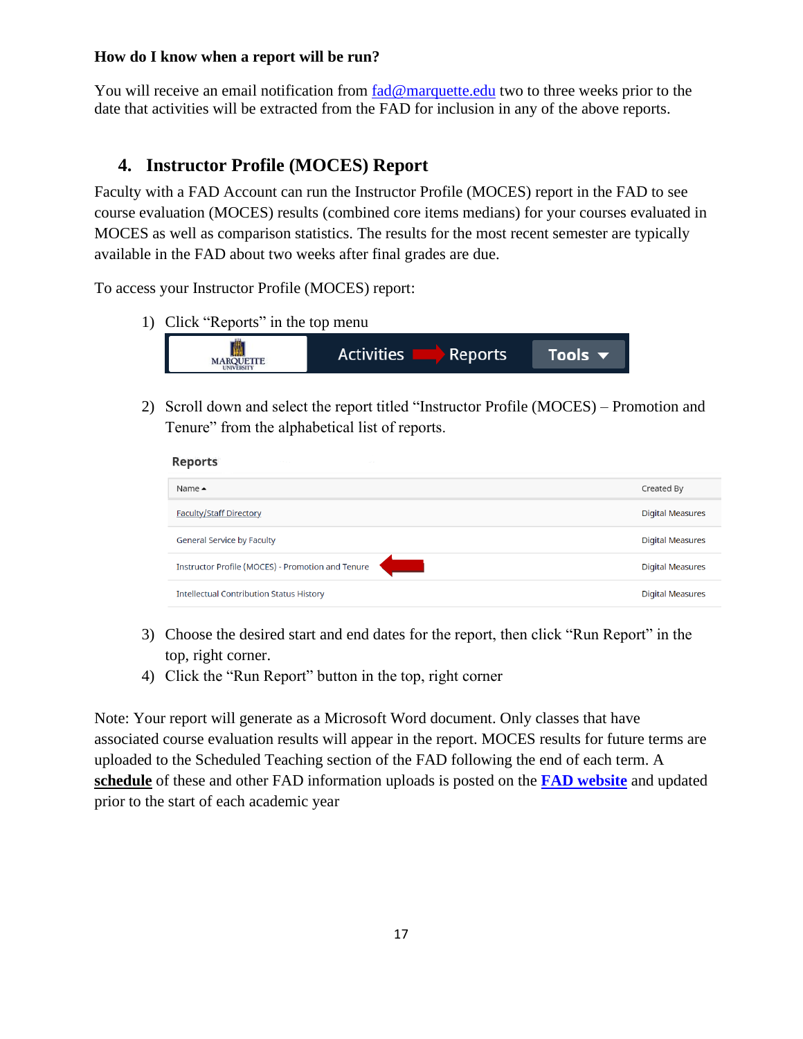**How do I know when a report will be run?**

You will receive an email notification from [fad@marquette.edu](mailto:fad@marquette.edu) two to three weeks prior to the date that activities will be extracted from the FAD for inclusion in any of the above reports.

## 4. Instructor Profile (MOCES) Report

Faculty with a FAD Account can run the Instructor Profile (MOCES) report in the FAD to see course evaluation (MOCES) results (combined core items medians) for your courses evaluated in MOCES as well as comparison statistics. The results for the most recent semester are typically available in the FAD about two weeks after final grades are due.

To access your Instructor Profile (MOCES) report:

1) Click "Reports" in the top menu

   MARQUETTE UNIVERSITY | Activities | Reports | Tools

2) Scroll down and select the report titled "Instructor Profile (MOCES) – Promotion and Tenure" from the alphabetical list of reports.

   **Reports**

   | Name ▲ | Created By |
   |---|---|
   | Faculty/Staff Directory | Digital Measures |
   | General Service by Faculty | Digital Measures |
   | Instructor Profile (MOCES) - Promotion and Tenure | Digital Measures |
   | Intellectual Contribution Status History | Digital Measures |

3) Choose the desired start and end dates for the report, then click "Run Report" in the top, right corner.
4) Click the "Run Report" button in the top, right corner

Note: Your report will generate as a Microsoft Word document. Only classes that have associated course evaluation results will appear in the report. MOCES results for future terms are uploaded to the Scheduled Teaching section of the FAD following the end of each term. A **schedule** of these and other FAD information uploads is posted on the **FAD website** and updated prior to the start of each academic year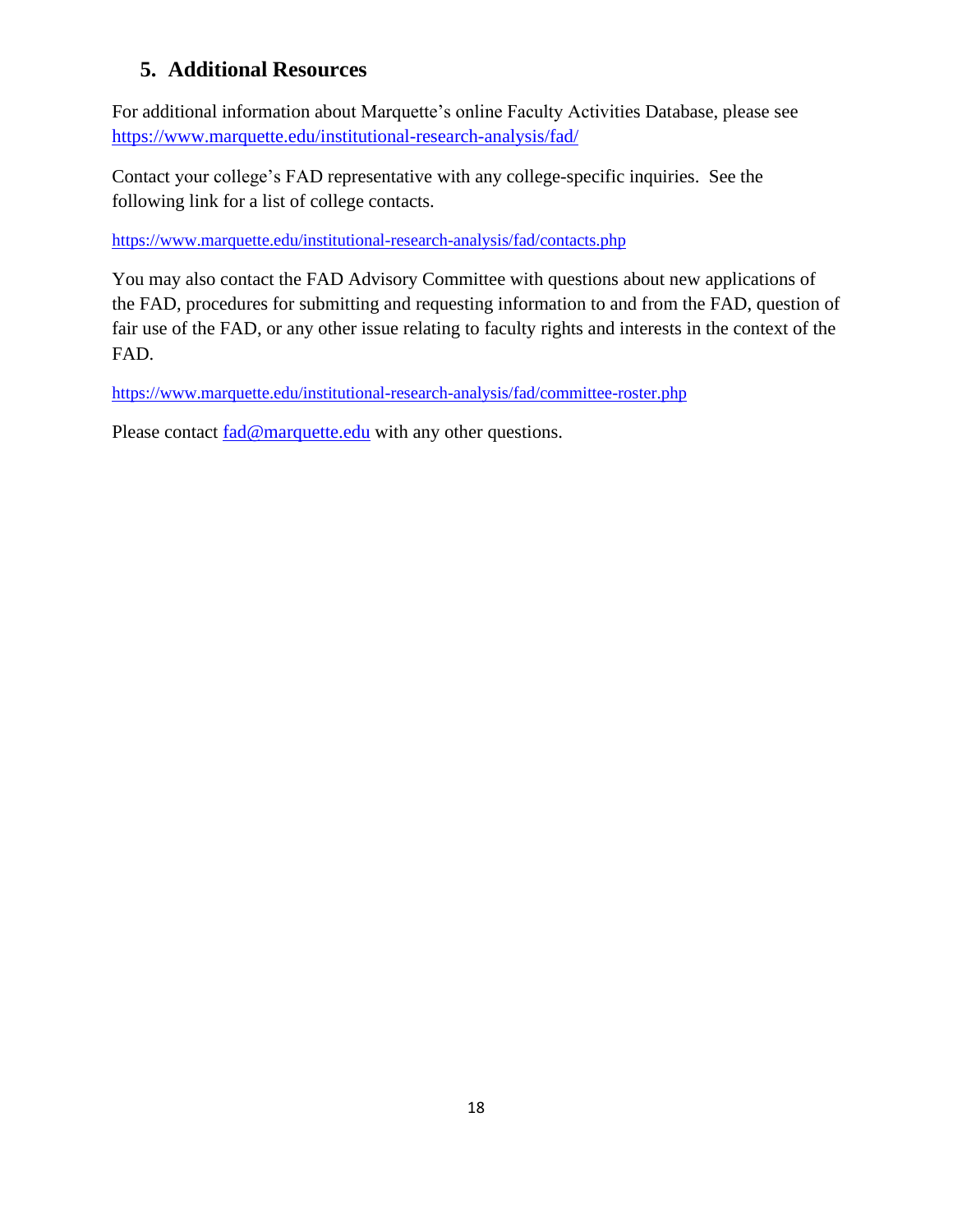## 5. Additional Resources

For additional information about Marquette's online Faculty Activities Database, please see https://www.marquette.edu/institutional-research-analysis/fad/

Contact your college's FAD representative with any college-specific inquiries. See the following link for a list of college contacts.

https://www.marquette.edu/institutional-research-analysis/fad/contacts.php

You may also contact the FAD Advisory Committee with questions about new applications of the FAD, procedures for submitting and requesting information to and from the FAD, question of fair use of the FAD, or any other issue relating to faculty rights and interests in the context of the FAD.

https://www.marquette.edu/institutional-research-analysis/fad/committee-roster.php

Please contact fad@marquette.edu with any other questions.